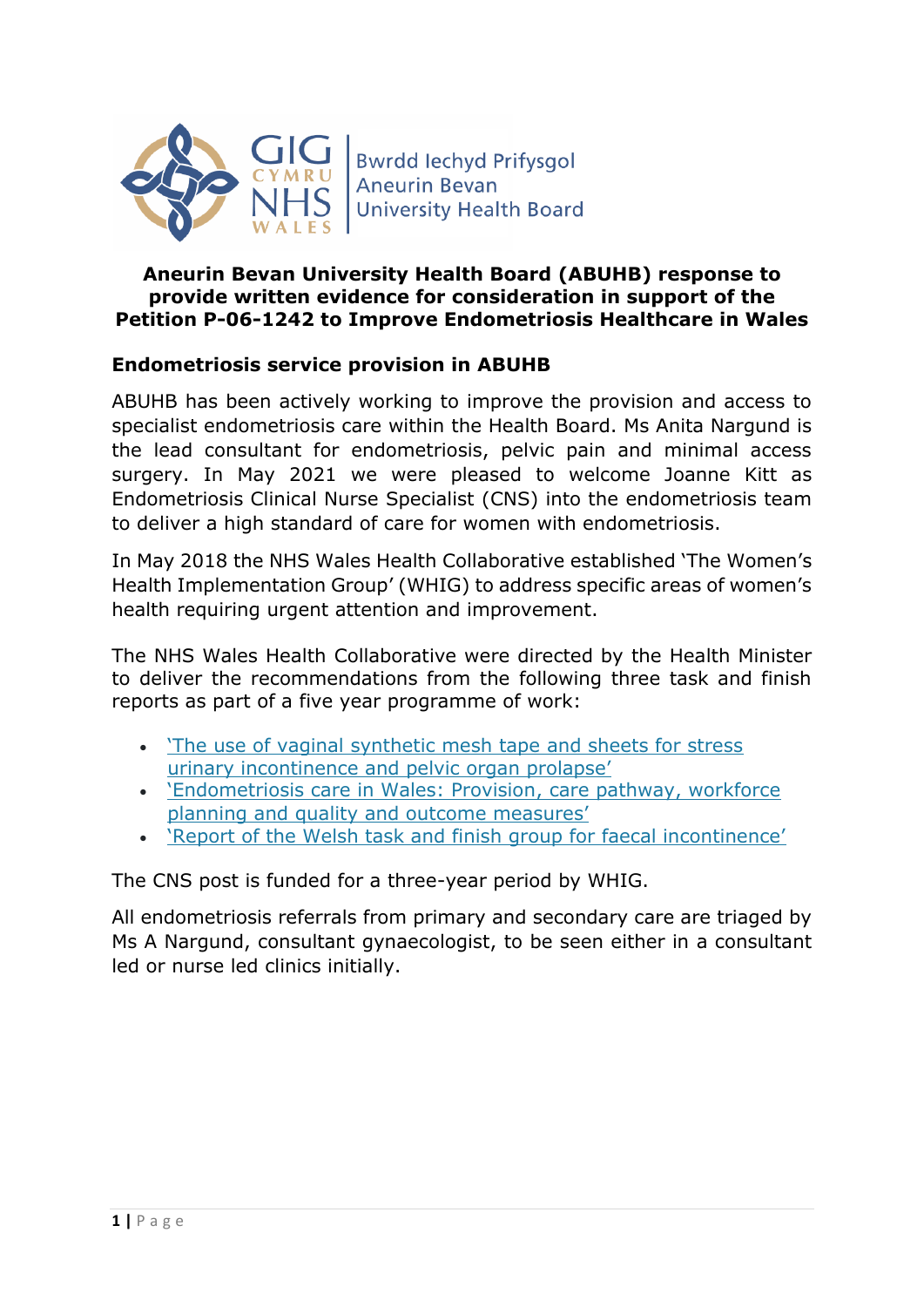Bwrdd Iechyd Prifysgol Aneurin Bevan University Health Board

**Aneurin Bevan University Health Board (ABUHB) response to provide written evidence for consideration in support of the Petition P-06-1242 to Improve Endometriosis Healthcare in Wales**

## Endometriosis service provision in ABUHB

ABUHB has been actively working to improve the provision and access to specialist endometriosis care within the Health Board. Ms Anita Nargund is the lead consultant for endometriosis, pelvic pain and minimal access surgery. In May 2021 we were pleased to welcome Joanne Kitt as Endometriosis Clinical Nurse Specialist (CNS) into the endometriosis team to deliver a high standard of care for women with endometriosis.

In May 2018 the NHS Wales Health Collaborative established 'The Women's Health Implementation Group' (WHIG) to address specific areas of women's health requiring urgent attention and improvement.

The NHS Wales Health Collaborative were directed by the Health Minister to deliver the recommendations from the following three task and finish reports as part of a five year programme of work:

- 'The use of vaginal synthetic mesh tape and sheets for stress urinary incontinence and pelvic organ prolapse'
- 'Endometriosis care in Wales: Provision, care pathway, workforce planning and quality and outcome measures'
- 'Report of the Welsh task and finish group for faecal incontinence'

The CNS post is funded for a three-year period by WHIG.

All endometriosis referrals from primary and secondary care are triaged by Ms A Nargund, consultant gynaecologist, to be seen either in a consultant led or nurse led clinics initially.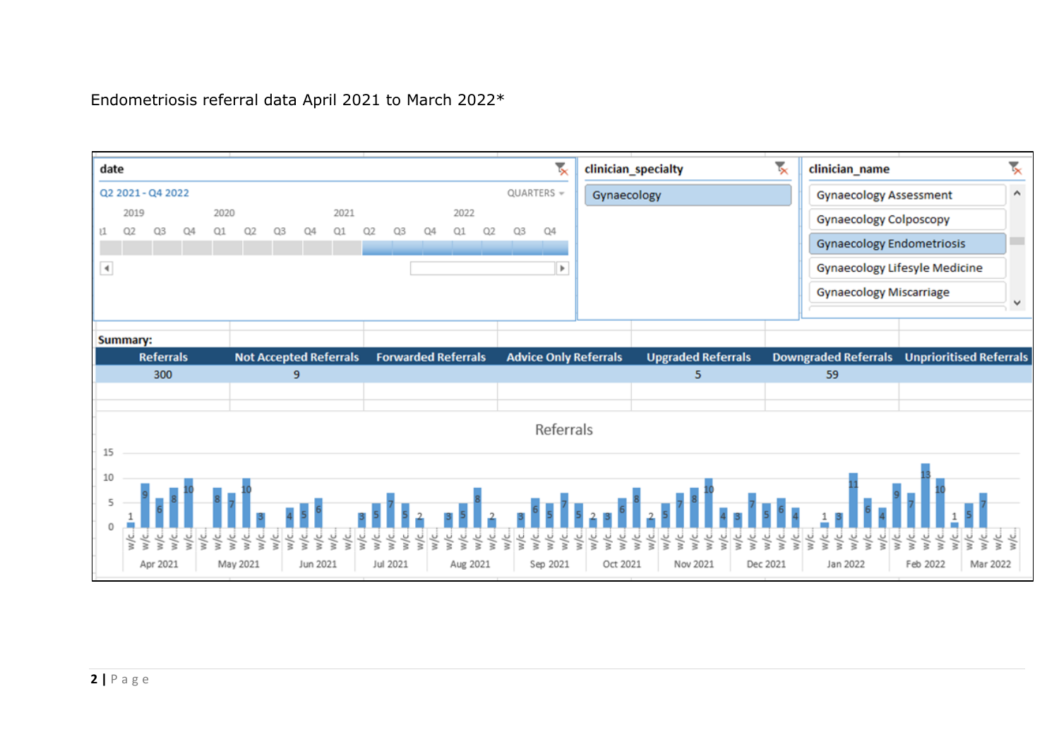Endometriosis referral data April 2021 to March 2022*

date

Q2 2021 - Q4 2022

QUARTERS

clinician_specialty

Gynaecology

clinician_name

Gynaecology Assessment

Gynaecology Colposcopy

Gynaecology Endometriosis

Gynaecology Lifesyle Medicine

Gynaecology Miscarriage

**Summary:**

| Referrals | Not Accepted Referrals | Forwarded Referrals | Advice Only Referrals | Upgraded Referrals | Downgraded Referrals | Unprioritised Referrals |
|---|---|---|---|---|---|---|
| 300 | 9 | | | 5 | 59 | |

Referrals

| Month | Weekly referrals |
|---|---|
| Apr 2021 | 1, 9, 6, 8, 10 |
| May 2021 | 8, 7, 10, 3 |
| Jun 2021 | 4, 5, 6 |
| Jul 2021 | 3, 5, 7, 5, 2 |
| Aug 2021 | 3, 5, 8, 2 |
| Sep 2021 | 3, 6, 5, 7, 5 |
| Oct 2021 | 2, 3, 6, 8, 2 |
| Nov 2021 | 5, 7, 8, 10, 4 |
| Dec 2021 | 3, 7, 5, 6, 4 |
| Jan 2022 | 1, 3, 11, 6, 4 |
| Feb 2022 | 9, 7, 13, 10 |
| Mar 2022 | 1, 5, 7 |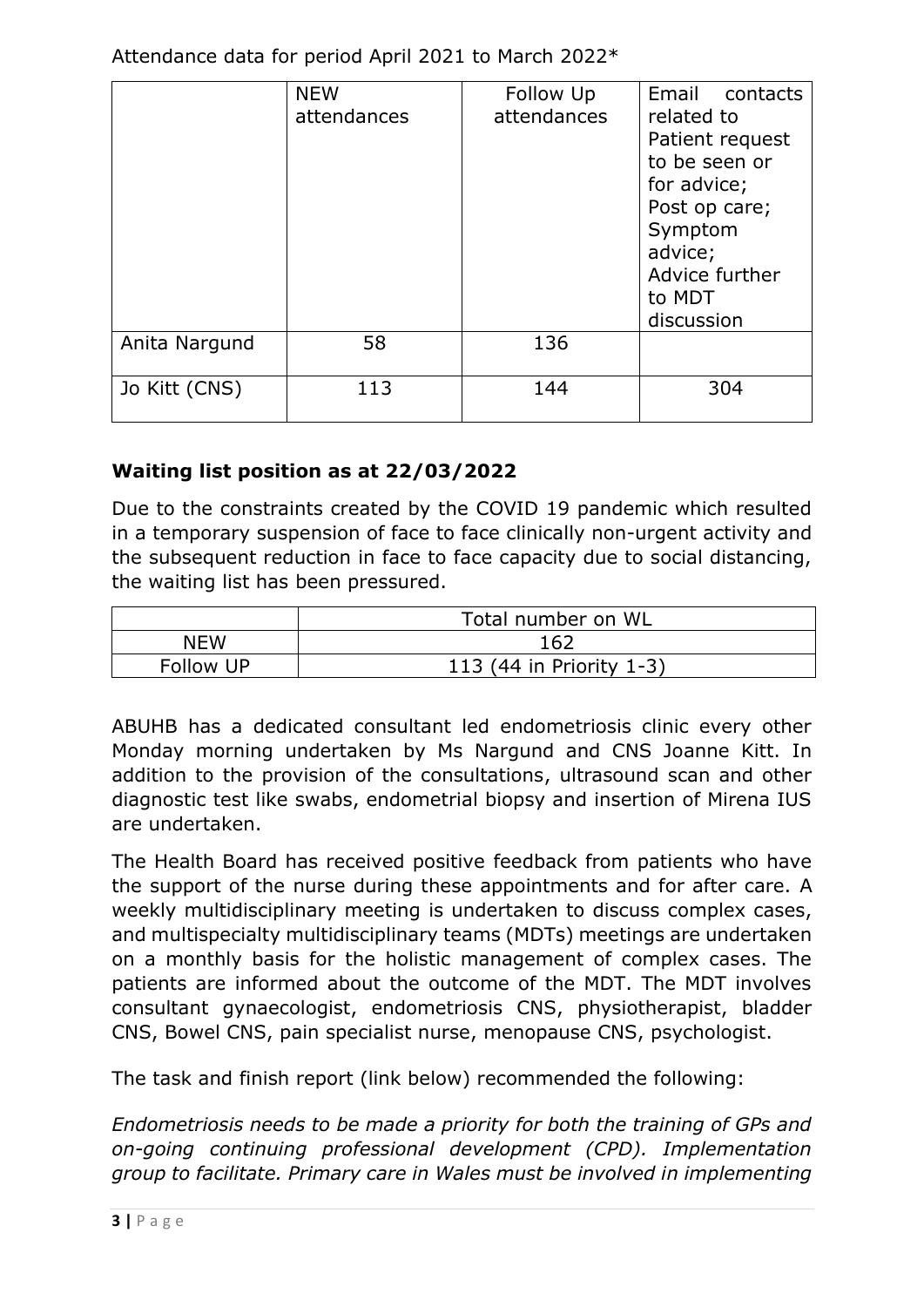Attendance data for period April 2021 to March 2022*

| | NEW attendances | Follow Up attendances | Email contacts related to Patient request to be seen or for advice; Post op care; Symptom advice; Advice further to MDT discussion |
|---|---|---|---|
| Anita Nargund | 58 | 136 | |
| Jo Kitt (CNS) | 113 | 144 | 304 |

**Waiting list position as at 22/03/2022**

Due to the constraints created by the COVID 19 pandemic which resulted in a temporary suspension of face to face clinically non-urgent activity and the subsequent reduction in face to face capacity due to social distancing, the waiting list has been pressured.

| | Total number on WL |
|---|---|
| NEW | 162 |
| Follow UP | 113 (44 in Priority 1-3) |

ABUHB has a dedicated consultant led endometriosis clinic every other Monday morning undertaken by Ms Nargund and CNS Joanne Kitt. In addition to the provision of the consultations, ultrasound scan and other diagnostic test like swabs, endometrial biopsy and insertion of Mirena IUS are undertaken.

The Health Board has received positive feedback from patients who have the support of the nurse during these appointments and for after care. A weekly multidisciplinary meeting is undertaken to discuss complex cases, and multispecialty multidisciplinary teams (MDTs) meetings are undertaken on a monthly basis for the holistic management of complex cases. The patients are informed about the outcome of the MDT. The MDT involves consultant gynaecologist, endometriosis CNS, physiotherapist, bladder CNS, Bowel CNS, pain specialist nurse, menopause CNS, psychologist.

The task and finish report (link below) recommended the following:

*Endometriosis needs to be made a priority for both the training of GPs and on-going continuing professional development (CPD). Implementation group to facilitate. Primary care in Wales must be involved in implementing*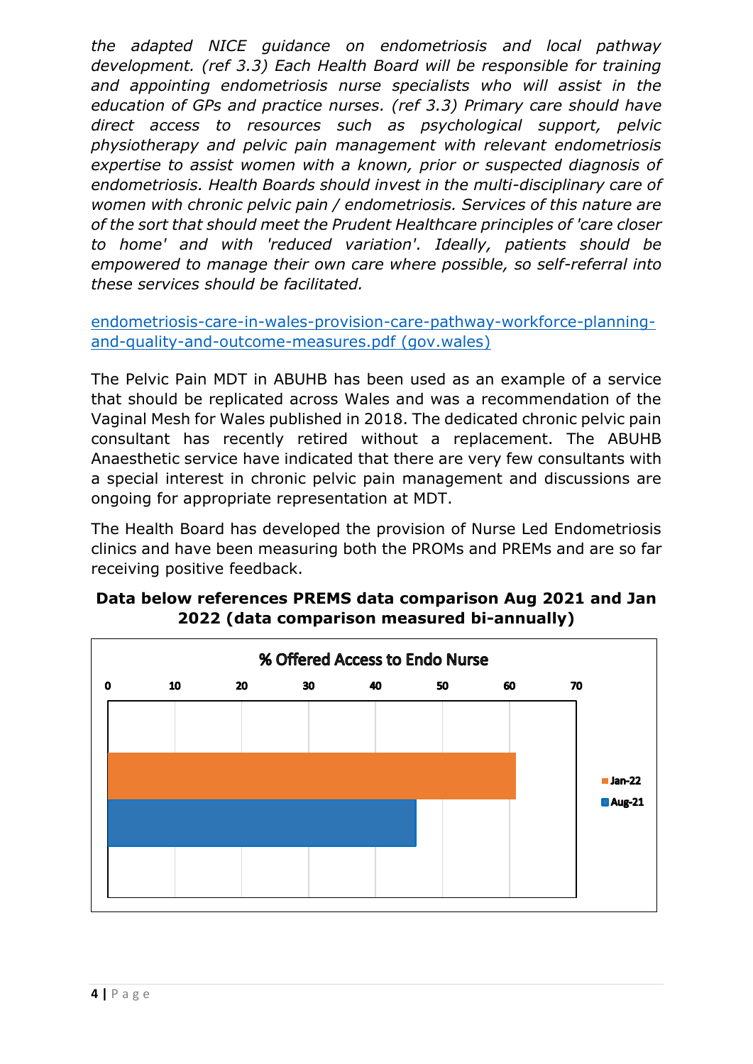*the adapted NICE guidance on endometriosis and local pathway development. (ref 3.3) Each Health Board will be responsible for training and appointing endometriosis nurse specialists who will assist in the education of GPs and practice nurses. (ref 3.3) Primary care should have direct access to resources such as psychological support, pelvic physiotherapy and pelvic pain management with relevant endometriosis expertise to assist women with a known, prior or suspected diagnosis of endometriosis. Health Boards should invest in the multi-disciplinary care of women with chronic pelvic pain / endometriosis. Services of this nature are of the sort that should meet the Prudent Healthcare principles of 'care closer to home' and with 'reduced variation'. Ideally, patients should be empowered to manage their own care where possible, so self-referral into these services should be facilitated.*

endometriosis-care-in-wales-provision-care-pathway-workforce-planning-and-quality-and-outcome-measures.pdf (gov.wales)

The Pelvic Pain MDT in ABUHB has been used as an example of a service that should be replicated across Wales and was a recommendation of the Vaginal Mesh for Wales published in 2018. The dedicated chronic pelvic pain consultant has recently retired without a replacement. The ABUHB Anaesthetic service have indicated that there are very few consultants with a special interest in chronic pelvic pain management and discussions are ongoing for appropriate representation at MDT.

The Health Board has developed the provision of Nurse Led Endometriosis clinics and have been measuring both the PROMs and PREMs and are so far receiving positive feedback.

**Data below references PREMS data comparison Aug 2021 and Jan 2022 (data comparison measured bi-annually)**

% Offered Access to Endo Nurse

| Period | % Offered Access to Endo Nurse |
|---|---|
| Jan-22 | ~61 |
| Aug-21 | ~46 |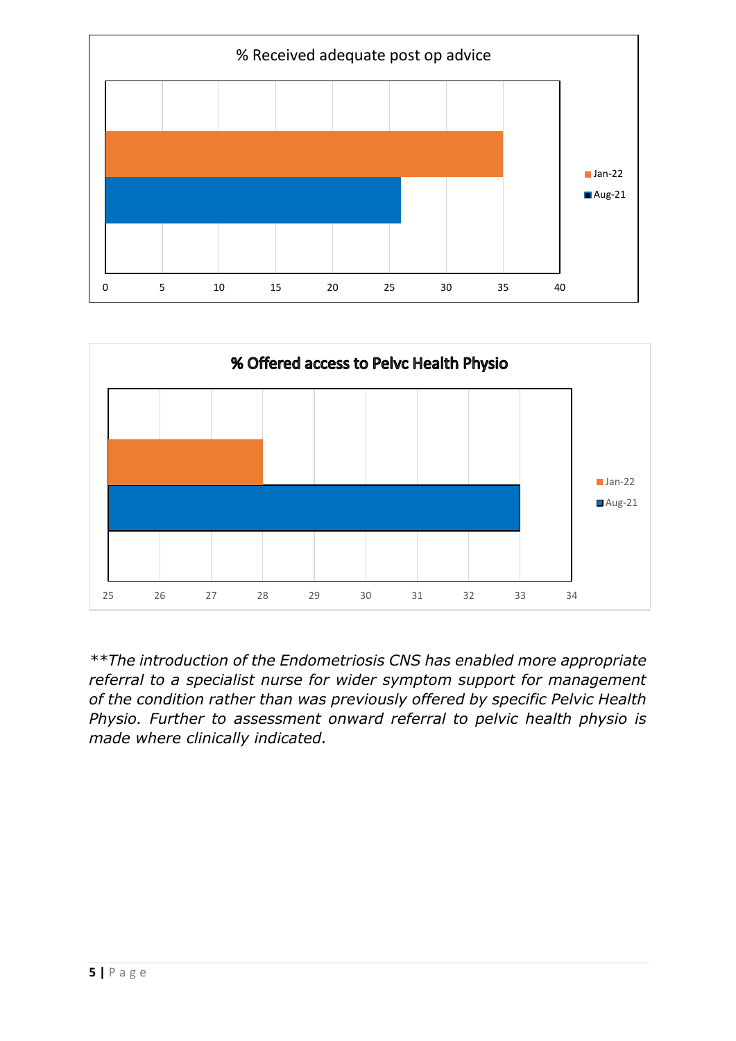% Received adequate post op advice

| | Jan-22 | Aug-21 |
|---|---|---|
| % Received adequate post op advice | 35 | 26 |

% Offered access to Pelvc Health Physio

| | Jan-22 | Aug-21 |
|---|---|---|
| % Offered access to Pelvc Health Physio | 28 | 33 |

*\*\*The introduction of the Endometriosis CNS has enabled more appropriate referral to a specialist nurse for wider symptom support for management of the condition rather than was previously offered by specific Pelvic Health Physio. Further to assessment onward referral to pelvic health physio is made where clinically indicated.*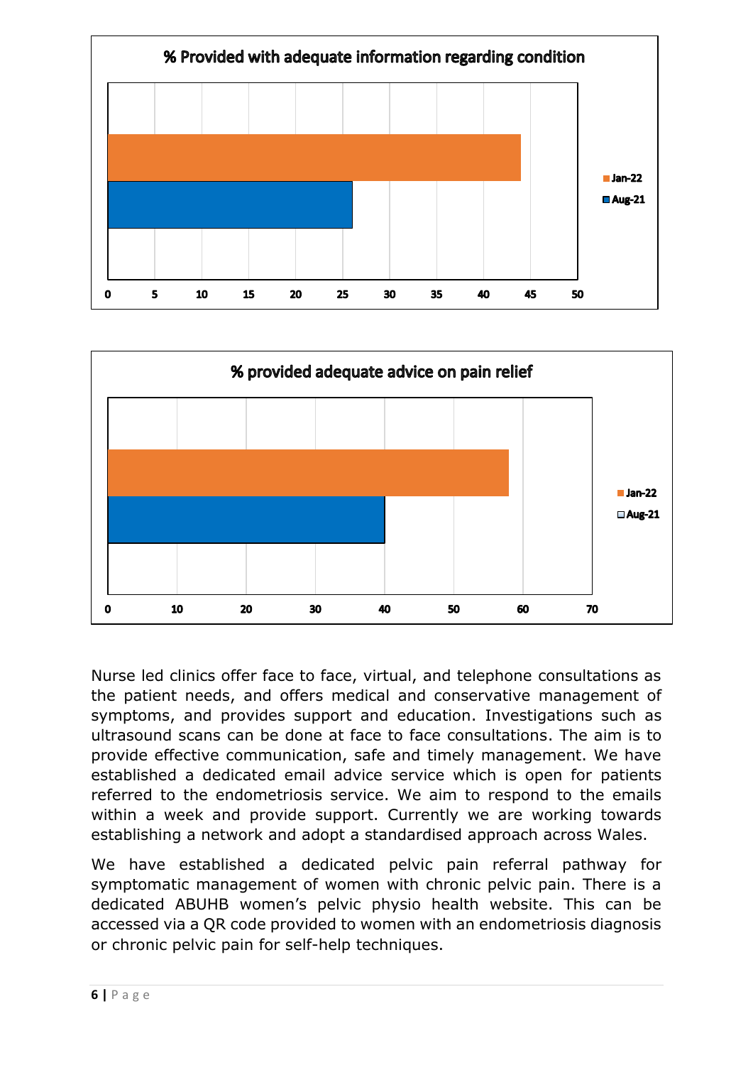**% Provided with adequate information regarding condition**

| | Value |
|---|---|
| Jan-22 | 44 |
| Aug-21 | 26 |

**% provided adequate advice on pain relief**

| | Value |
|---|---|
| Jan-22 | 58 |
| Aug-21 | 40 |

Nurse led clinics offer face to face, virtual, and telephone consultations as the patient needs, and offers medical and conservative management of symptoms, and provides support and education. Investigations such as ultrasound scans can be done at face to face consultations. The aim is to provide effective communication, safe and timely management. We have established a dedicated email advice service which is open for patients referred to the endometriosis service. We aim to respond to the emails within a week and provide support. Currently we are working towards establishing a network and adopt a standardised approach across Wales.

We have established a dedicated pelvic pain referral pathway for symptomatic management of women with chronic pelvic pain. There is a dedicated ABUHB women's pelvic physio health website. This can be accessed via a QR code provided to women with an endometriosis diagnosis or chronic pelvic pain for self-help techniques.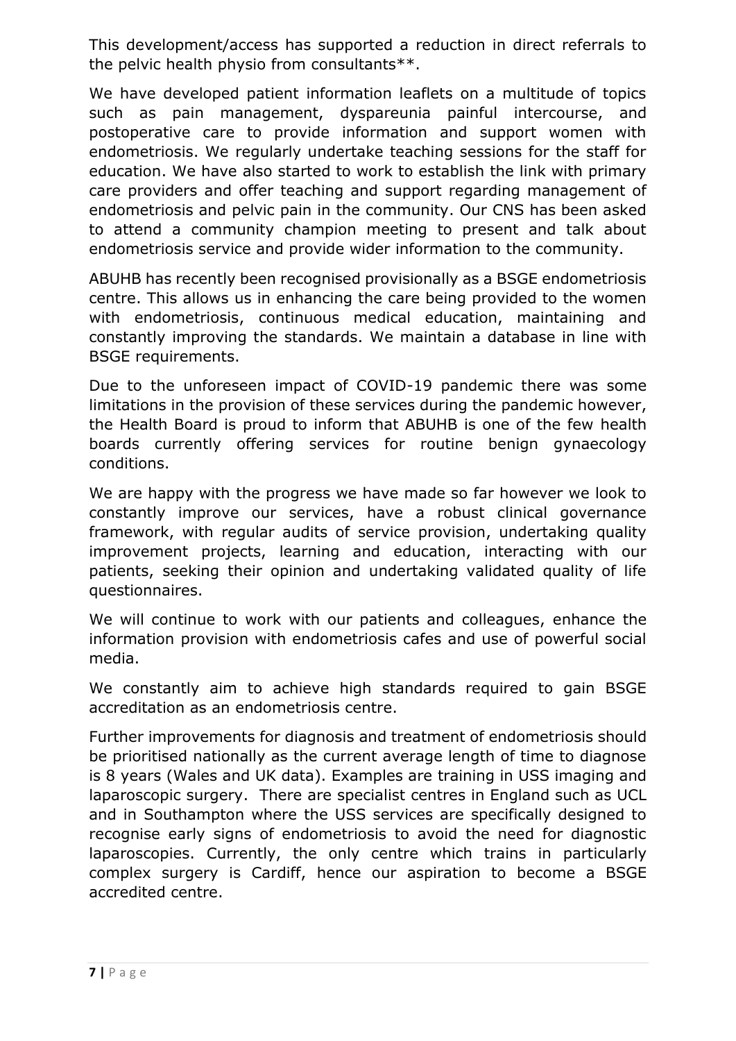This development/access has supported a reduction in direct referrals to the pelvic health physio from consultants**.

We have developed patient information leaflets on a multitude of topics such as pain management, dyspareunia painful intercourse, and postoperative care to provide information and support women with endometriosis. We regularly undertake teaching sessions for the staff for education. We have also started to work to establish the link with primary care providers and offer teaching and support regarding management of endometriosis and pelvic pain in the community. Our CNS has been asked to attend a community champion meeting to present and talk about endometriosis service and provide wider information to the community.

ABUHB has recently been recognised provisionally as a BSGE endometriosis centre. This allows us in enhancing the care being provided to the women with endometriosis, continuous medical education, maintaining and constantly improving the standards. We maintain a database in line with BSGE requirements.

Due to the unforeseen impact of COVID-19 pandemic there was some limitations in the provision of these services during the pandemic however, the Health Board is proud to inform that ABUHB is one of the few health boards currently offering services for routine benign gynaecology conditions.

We are happy with the progress we have made so far however we look to constantly improve our services, have a robust clinical governance framework, with regular audits of service provision, undertaking quality improvement projects, learning and education, interacting with our patients, seeking their opinion and undertaking validated quality of life questionnaires.

We will continue to work with our patients and colleagues, enhance the information provision with endometriosis cafes and use of powerful social media.

We constantly aim to achieve high standards required to gain BSGE accreditation as an endometriosis centre.

Further improvements for diagnosis and treatment of endometriosis should be prioritised nationally as the current average length of time to diagnose is 8 years (Wales and UK data). Examples are training in USS imaging and laparoscopic surgery. There are specialist centres in England such as UCL and in Southampton where the USS services are specifically designed to recognise early signs of endometriosis to avoid the need for diagnostic laparoscopies. Currently, the only centre which trains in particularly complex surgery is Cardiff, hence our aspiration to become a BSGE accredited centre.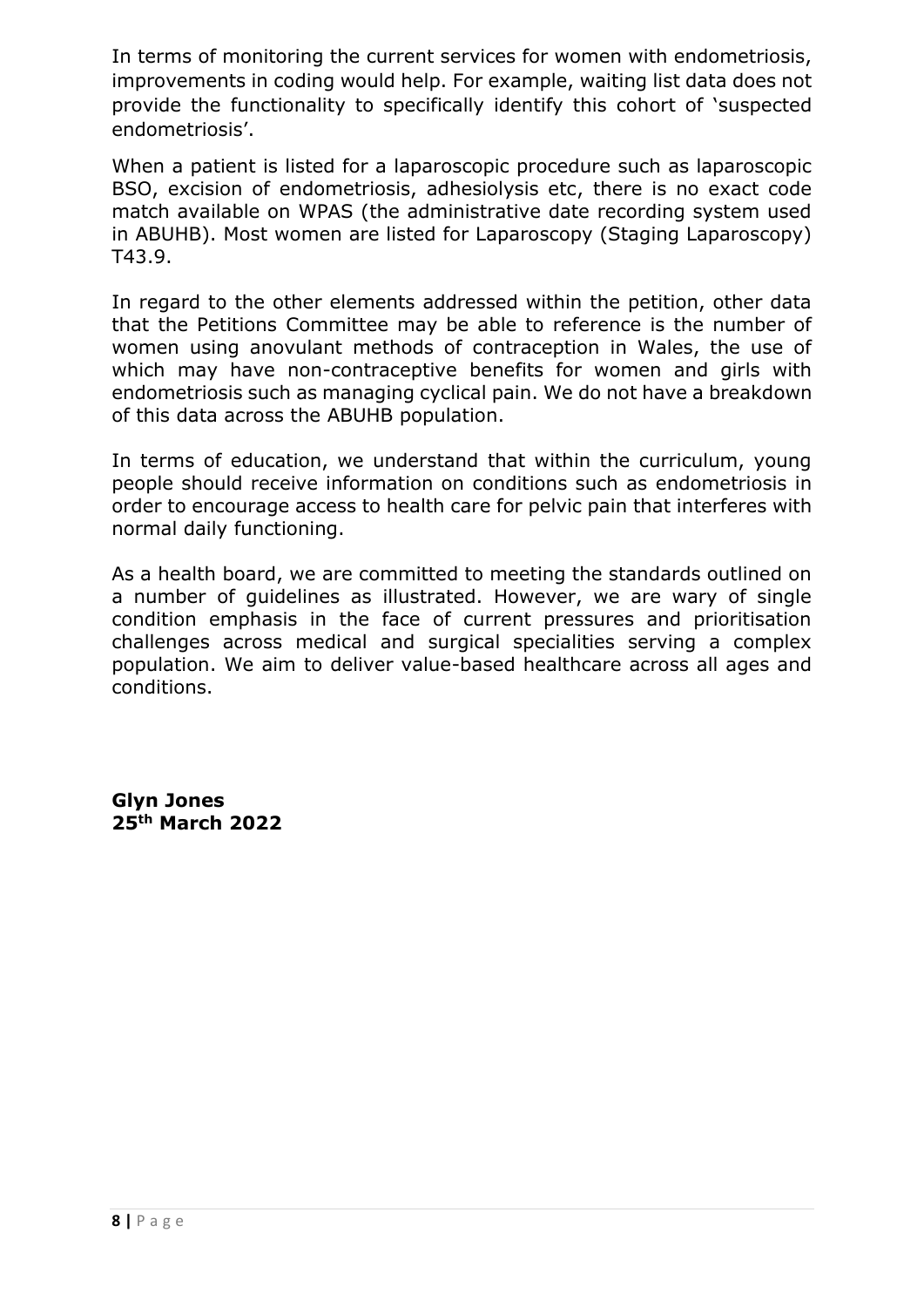In terms of monitoring the current services for women with endometriosis, improvements in coding would help. For example, waiting list data does not provide the functionality to specifically identify this cohort of 'suspected endometriosis'.

When a patient is listed for a laparoscopic procedure such as laparoscopic BSO, excision of endometriosis, adhesiolysis etc, there is no exact code match available on WPAS (the administrative date recording system used in ABUHB). Most women are listed for Laparoscopy (Staging Laparoscopy) T43.9.

In regard to the other elements addressed within the petition, other data that the Petitions Committee may be able to reference is the number of women using anovulant methods of contraception in Wales, the use of which may have non-contraceptive benefits for women and girls with endometriosis such as managing cyclical pain. We do not have a breakdown of this data across the ABUHB population.

In terms of education, we understand that within the curriculum, young people should receive information on conditions such as endometriosis in order to encourage access to health care for pelvic pain that interferes with normal daily functioning.

As a health board, we are committed to meeting the standards outlined on a number of guidelines as illustrated. However, we are wary of single condition emphasis in the face of current pressures and prioritisation challenges across medical and surgical specialities serving a complex population. We aim to deliver value-based healthcare across all ages and conditions.

**Glyn Jones**
**25th March 2022**